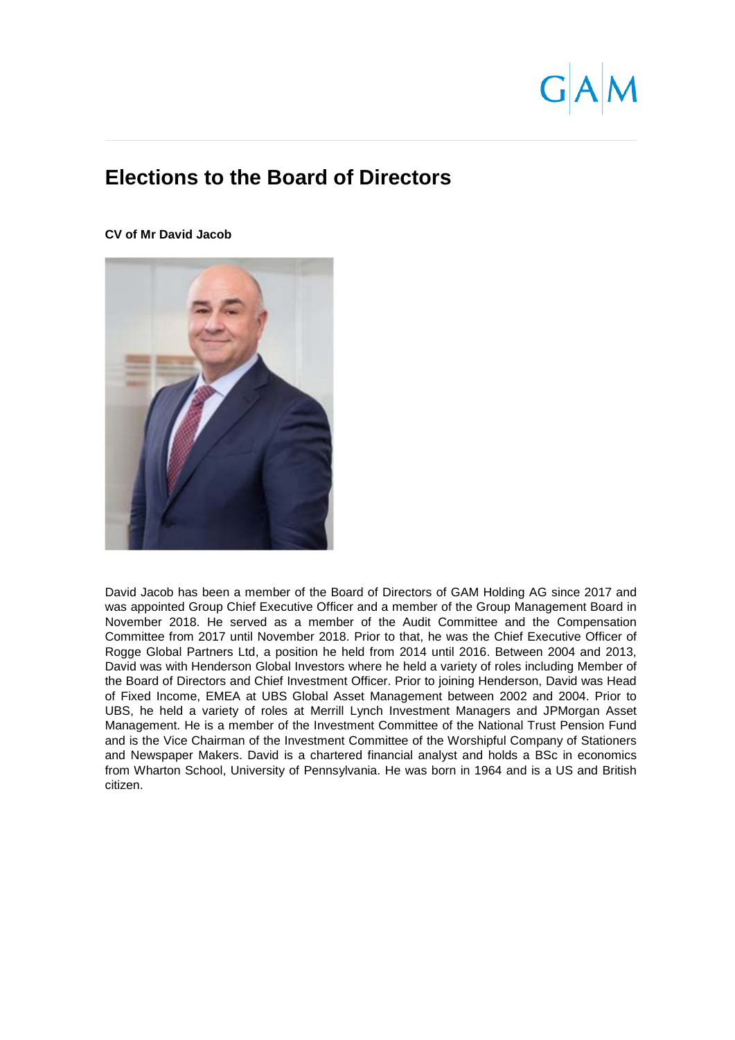# Elections to the Board of Directors

**CV of Mr David Jacob**

David Jacob has been a member of the Board of Directors of GAM Holding AG since 2017 and was appointed Group Chief Executive Officer and a member of the Group Management Board in November 2018. He served as a member of the Audit Committee and the Compensation Committee from 2017 until November 2018. Prior to that, he was the Chief Executive Officer of Rogge Global Partners Ltd, a position he held from 2014 until 2016. Between 2004 and 2013, David was with Henderson Global Investors where he held a variety of roles including Member of the Board of Directors and Chief Investment Officer. Prior to joining Henderson, David was Head of Fixed Income, EMEA at UBS Global Asset Management between 2002 and 2004. Prior to UBS, he held a variety of roles at Merrill Lynch Investment Managers and JPMorgan Asset Management. He is a member of the Investment Committee of the National Trust Pension Fund and is the Vice Chairman of the Investment Committee of the Worshipful Company of Stationers and Newspaper Makers. David is a chartered financial analyst and holds a BSc in economics from Wharton School, University of Pennsylvania. He was born in 1964 and is a US and British citizen.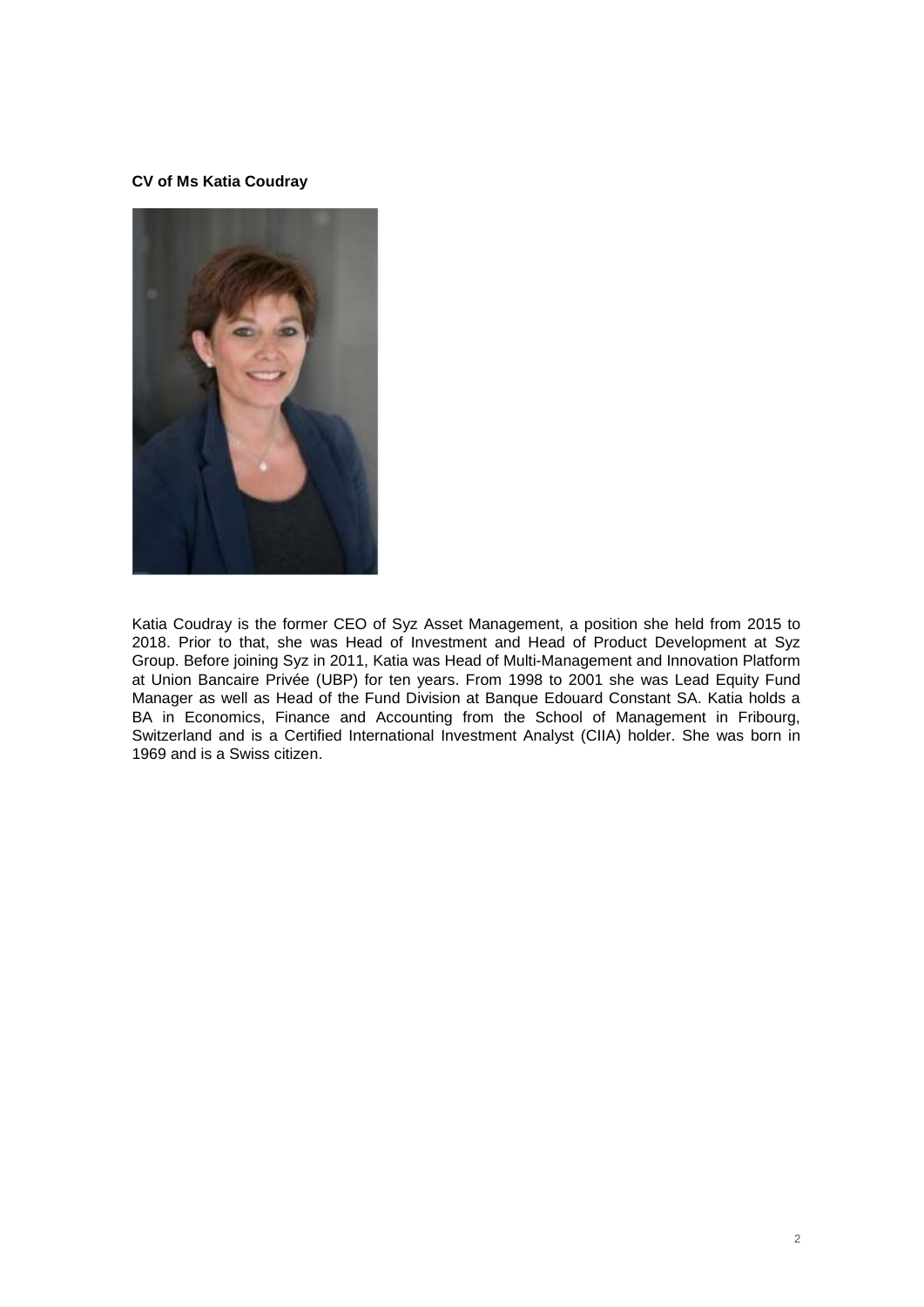**CV of Ms Katia Coudray**

Katia Coudray is the former CEO of Syz Asset Management, a position she held from 2015 to 2018. Prior to that, she was Head of Investment and Head of Product Development at Syz Group. Before joining Syz in 2011, Katia was Head of Multi-Management and Innovation Platform at Union Bancaire Privée (UBP) for ten years. From 1998 to 2001 she was Lead Equity Fund Manager as well as Head of the Fund Division at Banque Edouard Constant SA. Katia holds a BA in Economics, Finance and Accounting from the School of Management in Fribourg, Switzerland and is a Certified International Investment Analyst (CIIA) holder. She was born in 1969 and is a Swiss citizen.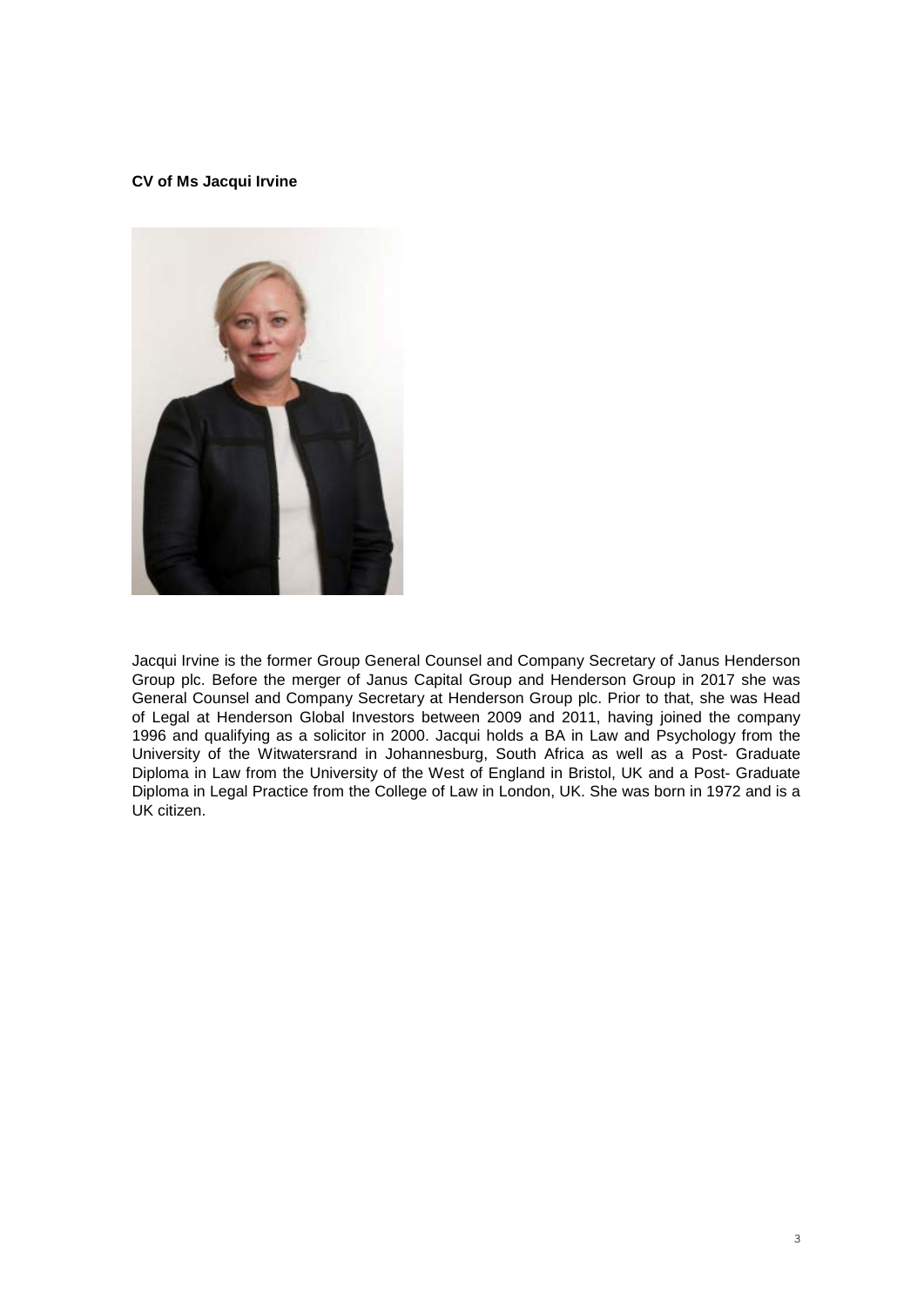**CV of Ms Jacqui Irvine**

Jacqui Irvine is the former Group General Counsel and Company Secretary of Janus Henderson Group plc. Before the merger of Janus Capital Group and Henderson Group in 2017 she was General Counsel and Company Secretary at Henderson Group plc. Prior to that, she was Head of Legal at Henderson Global Investors between 2009 and 2011, having joined the company 1996 and qualifying as a solicitor in 2000. Jacqui holds a BA in Law and Psychology from the University of the Witwatersrand in Johannesburg, South Africa as well as a Post- Graduate Diploma in Law from the University of the West of England in Bristol, UK and a Post- Graduate Diploma in Legal Practice from the College of Law in London, UK. She was born in 1972 and is a UK citizen.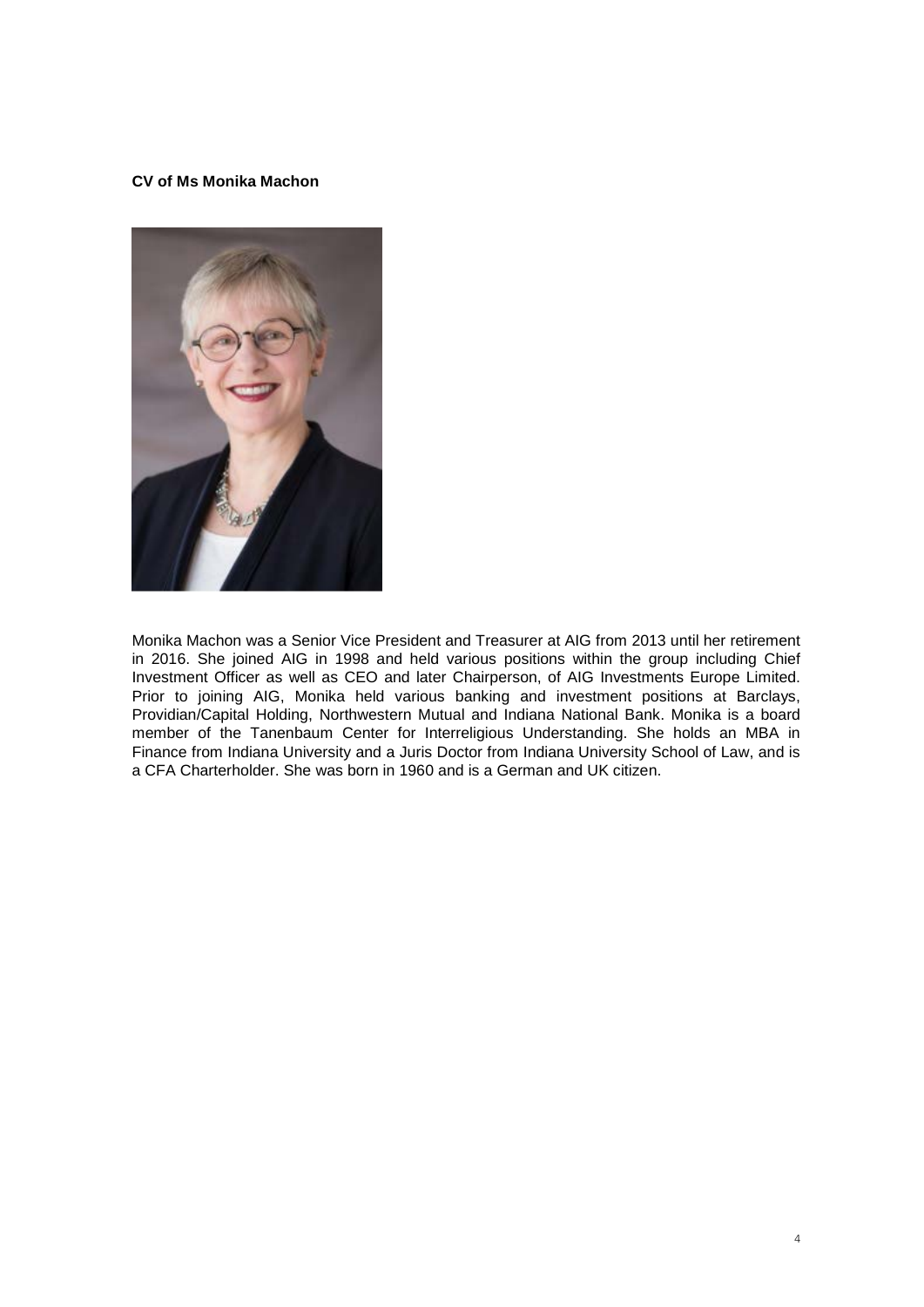**CV of Ms Monika Machon**

Monika Machon was a Senior Vice President and Treasurer at AIG from 2013 until her retirement in 2016. She joined AIG in 1998 and held various positions within the group including Chief Investment Officer as well as CEO and later Chairperson, of AIG Investments Europe Limited. Prior to joining AIG, Monika held various banking and investment positions at Barclays, Providian/Capital Holding, Northwestern Mutual and Indiana National Bank. Monika is a board member of the Tanenbaum Center for Interreligious Understanding. She holds an MBA in Finance from Indiana University and a Juris Doctor from Indiana University School of Law, and is a CFA Charterholder. She was born in 1960 and is a German and UK citizen.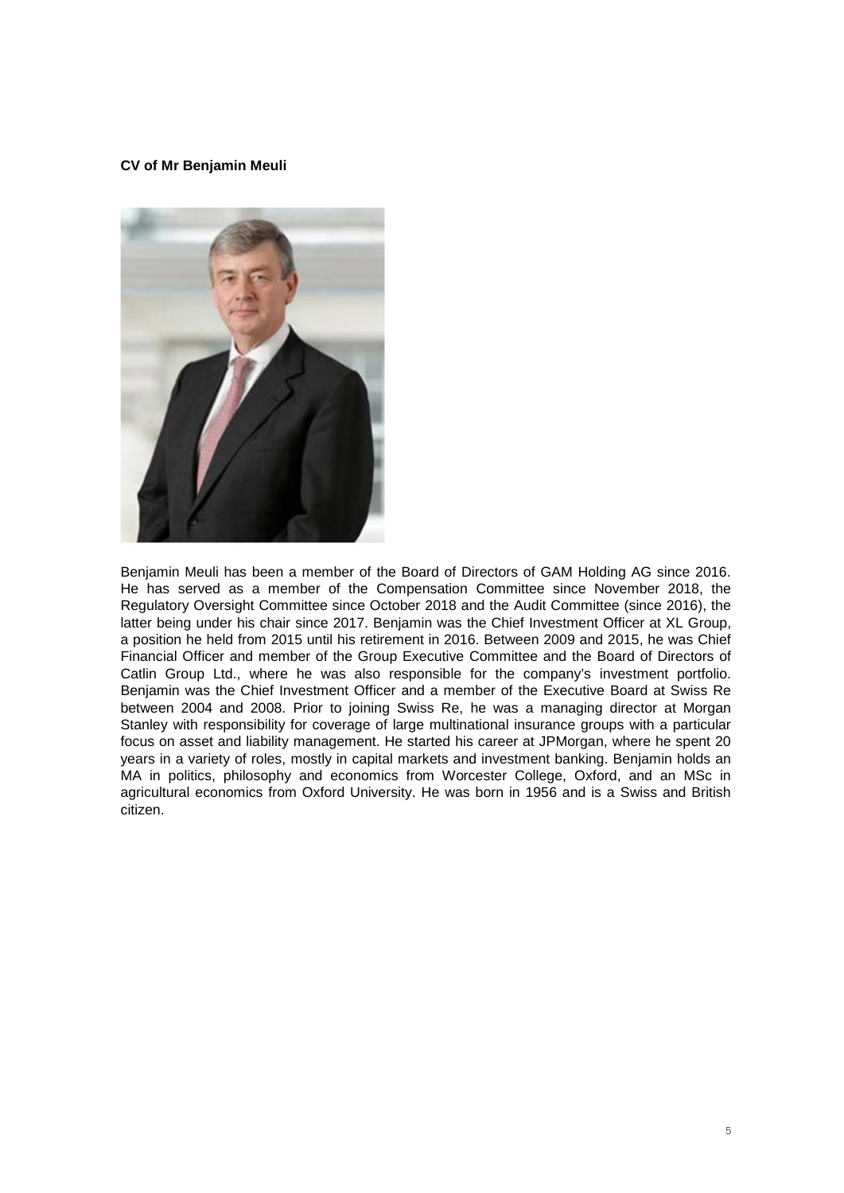**CV of Mr Benjamin Meuli**

Benjamin Meuli has been a member of the Board of Directors of GAM Holding AG since 2016. He has served as a member of the Compensation Committee since November 2018, the Regulatory Oversight Committee since October 2018 and the Audit Committee (since 2016), the latter being under his chair since 2017. Benjamin was the Chief Investment Officer at XL Group, a position he held from 2015 until his retirement in 2016. Between 2009 and 2015, he was Chief Financial Officer and member of the Group Executive Committee and the Board of Directors of Catlin Group Ltd., where he was also responsible for the company's investment portfolio. Benjamin was the Chief Investment Officer and a member of the Executive Board at Swiss Re between 2004 and 2008. Prior to joining Swiss Re, he was a managing director at Morgan Stanley with responsibility for coverage of large multinational insurance groups with a particular focus on asset and liability management. He started his career at JPMorgan, where he spent 20 years in a variety of roles, mostly in capital markets and investment banking. Benjamin holds an MA in politics, philosophy and economics from Worcester College, Oxford, and an MSc in agricultural economics from Oxford University. He was born in 1956 and is a Swiss and British citizen.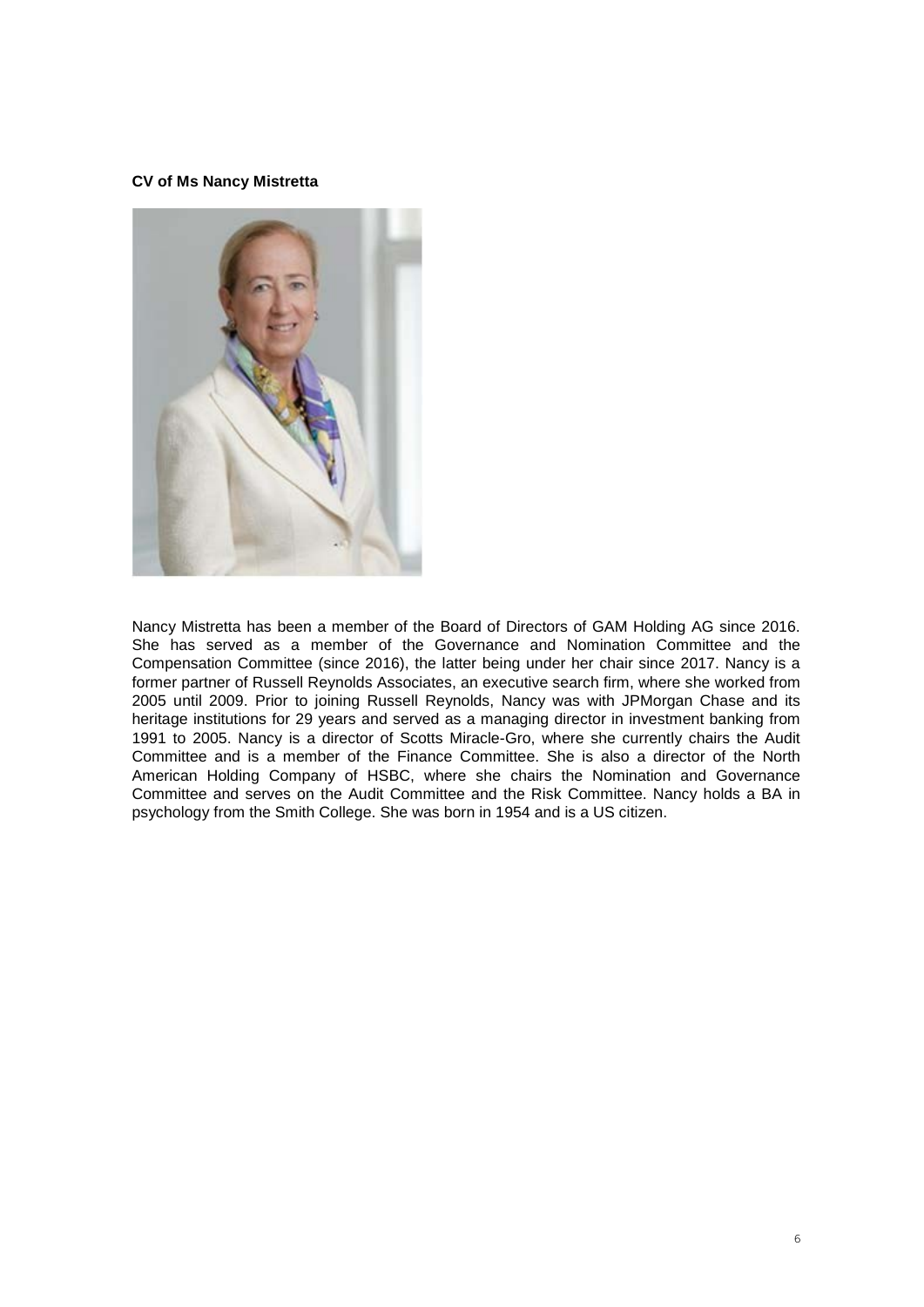**CV of Ms Nancy Mistretta**

Nancy Mistretta has been a member of the Board of Directors of GAM Holding AG since 2016. She has served as a member of the Governance and Nomination Committee and the Compensation Committee (since 2016), the latter being under her chair since 2017. Nancy is a former partner of Russell Reynolds Associates, an executive search firm, where she worked from 2005 until 2009. Prior to joining Russell Reynolds, Nancy was with JPMorgan Chase and its heritage institutions for 29 years and served as a managing director in investment banking from 1991 to 2005. Nancy is a director of Scotts Miracle-Gro, where she currently chairs the Audit Committee and is a member of the Finance Committee. She is also a director of the North American Holding Company of HSBC, where she chairs the Nomination and Governance Committee and serves on the Audit Committee and the Risk Committee. Nancy holds a BA in psychology from the Smith College. She was born in 1954 and is a US citizen.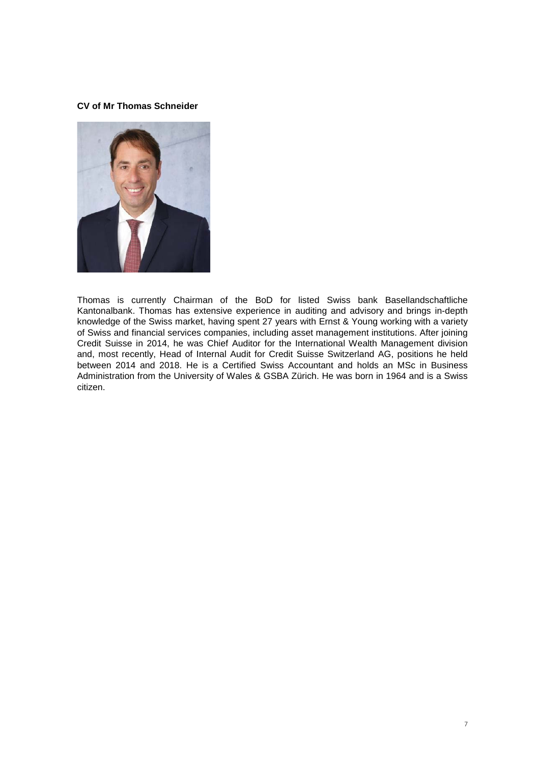**CV of Mr Thomas Schneider**

Thomas is currently Chairman of the BoD for listed Swiss bank Basellandschaftliche Kantonalbank. Thomas has extensive experience in auditing and advisory and brings in-depth knowledge of the Swiss market, having spent 27 years with Ernst & Young working with a variety of Swiss and financial services companies, including asset management institutions. After joining Credit Suisse in 2014, he was Chief Auditor for the International Wealth Management division and, most recently, Head of Internal Audit for Credit Suisse Switzerland AG, positions he held between 2014 and 2018. He is a Certified Swiss Accountant and holds an MSc in Business Administration from the University of Wales & GSBA Zürich. He was born in 1964 and is a Swiss citizen.